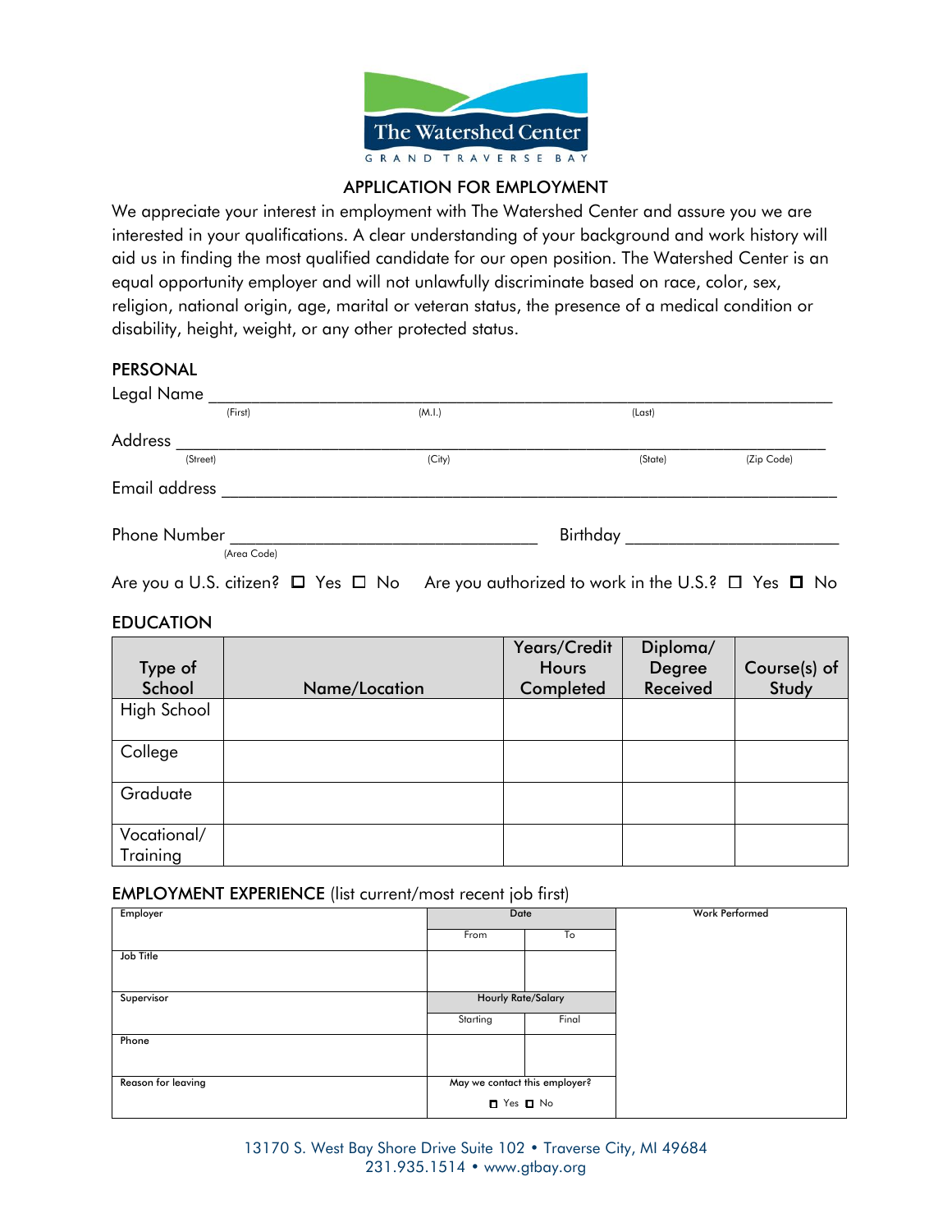The Watershed Center

GRAND TRAVERSE BAY

## APPLICATION FOR EMPLOYMENT

We appreciate your interest in employment with The Watershed Center and assure you we are interested in your qualifications. A clear understanding of your background and work history will aid us in finding the most qualified candidate for our open position. The Watershed Center is an equal opportunity employer and will not unlawfully discriminate based on race, color, sex, religion, national origin, age, marital or veteran status, the presence of a medical condition or disability, height, weight, or any other protected status.

### PERSONAL

Legal Name ________________________________________________
(First) (M.I.) (Last)

Address ________________________________________________
(Street) (City) (State) (Zip Code)

Email address ________________________________________________

Phone Number ______________________ Birthday ______________________
(Area Code)

Are you a U.S. citizen? ☐ Yes ☐ No Are you authorized to work in the U.S.? ☐ Yes ☐ No

### EDUCATION

| Type of School | Name/Location | Years/Credit Hours Completed | Diploma/ Degree Received | Course(s) of Study |
|---|---|---|---|---|
| High School | | | | |
| College | | | | |
| Graduate | | | | |
| Vocational/ Training | | | | |

### EMPLOYMENT EXPERIENCE (list current/most recent job first)

| Employer | Date | | Work Performed |
|---|---|---|---|
| | From | To | |
| Job Title | | | |
| Supervisor | Hourly Rate/Salary | | |
| | Starting | Final | |
| Phone | | | |
| Reason for leaving | May we contact this employer? ☐ Yes ☐ No | | |

13170 S. West Bay Shore Drive Suite 102 • Traverse City, MI 49684
231.935.1514 • www.gtbay.org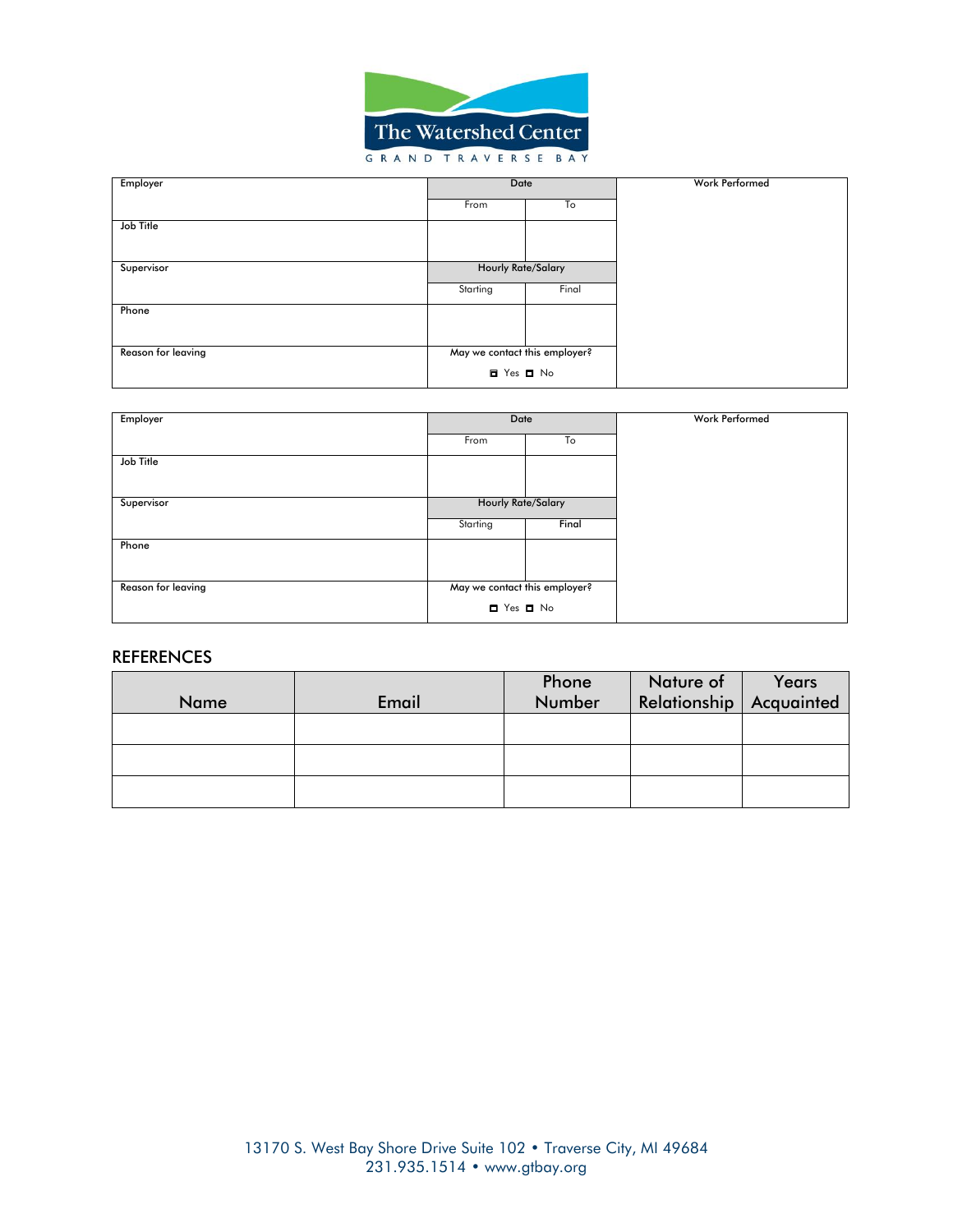The Watershed Center

GRAND TRAVERSE BAY

| Employer | Date | | Work Performed |
|---|---|---|---|
| | From | To | |
| Job Title | | | |
| Supervisor | Hourly Rate/Salary | | |
| | Starting | Final | |
| Phone | | | |
| Reason for leaving | May we contact this employer? ☐ Yes ☐ No | | |

| Employer | Date | | Work Performed |
|---|---|---|---|
| | From | To | |
| Job Title | | | |
| Supervisor | Hourly Rate/Salary | | |
| | Starting | Final | |
| Phone | | | |
| Reason for leaving | May we contact this employer? ☐ Yes ☐ No | | |

## REFERENCES

| Name | Email | Phone Number | Nature of Relationship | Years Acquainted |
|---|---|---|---|---|
| | | | | |
| | | | | |
| | | | | |

13170 S. West Bay Shore Drive Suite 102 • Traverse City, MI 49684
231.935.1514 • www.gtbay.org